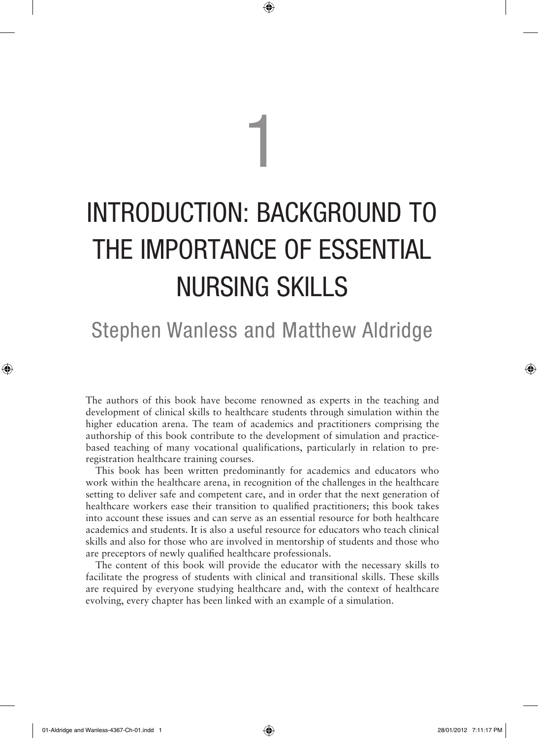# 1

# INTRODUCTION: BACKGROUND TO THE IMPORTANCE OF ESSENTIAL NURSING SKILLS

## Stephen Wanless and Matthew Aldridge

The authors of this book have become renowned as experts in the teaching and development of clinical skills to healthcare students through simulation within the higher education arena. The team of academics and practitioners comprising the authorship of this book contribute to the development of simulation and practice-based teaching of many vocational qualifications, particularly in relation to pre-registration healthcare training courses.

This book has been written predominantly for academics and educators who work within the healthcare arena, in recognition of the challenges in the healthcare setting to deliver safe and competent care, and in order that the next generation of healthcare workers ease their transition to qualified practitioners; this book takes into account these issues and can serve as an essential resource for both healthcare academics and students. It is also a useful resource for educators who teach clinical skills and also for those who are involved in mentorship of students and those who are preceptors of newly qualified healthcare professionals.

The content of this book will provide the educator with the necessary skills to facilitate the progress of students with clinical and transitional skills. These skills are required by everyone studying healthcare and, with the context of healthcare evolving, every chapter has been linked with an example of a simulation.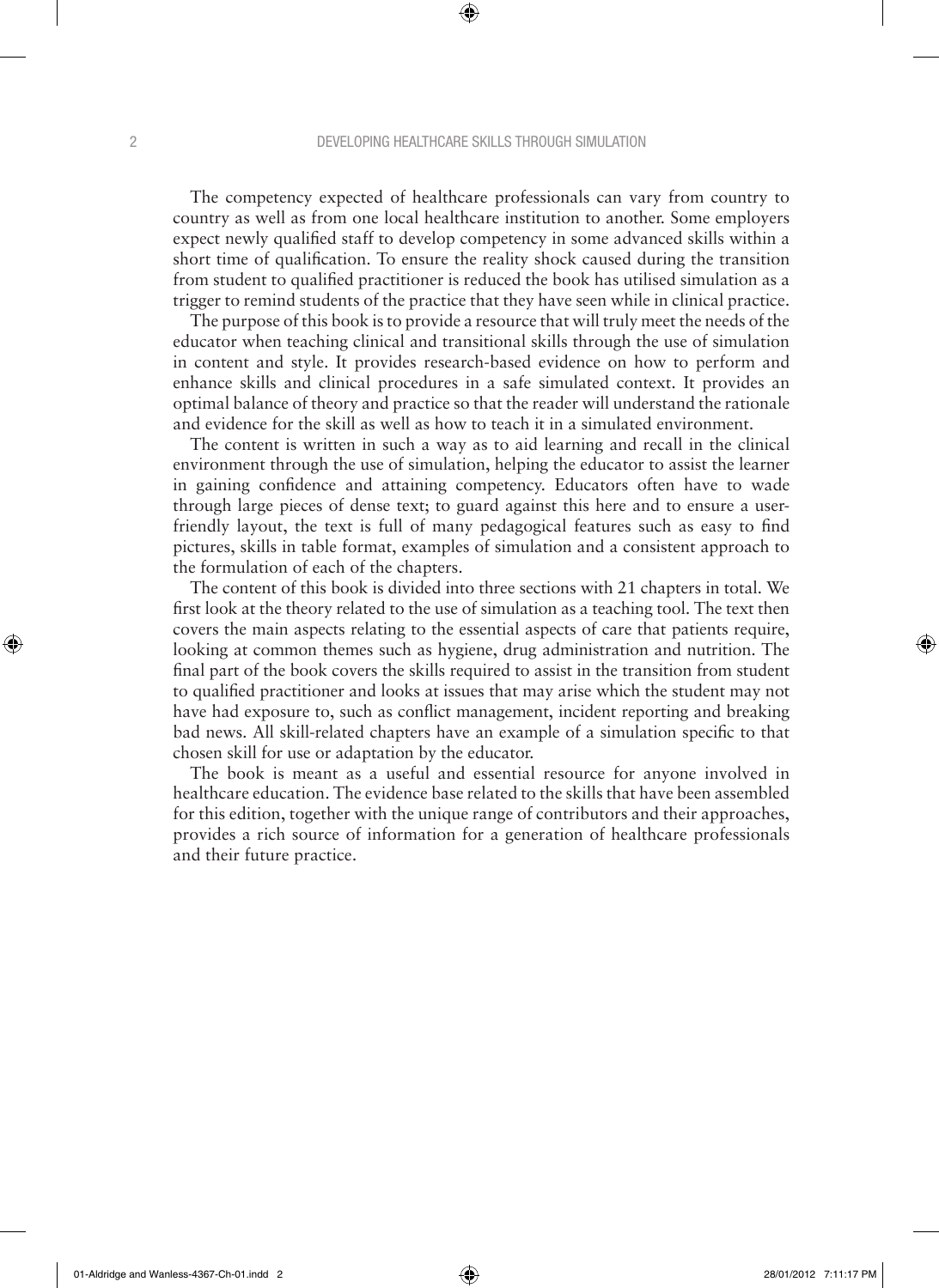The competency expected of healthcare professionals can vary from country to country as well as from one local healthcare institution to another. Some employers expect newly qualified staff to develop competency in some advanced skills within a short time of qualification. To ensure the reality shock caused during the transition from student to qualified practitioner is reduced the book has utilised simulation as a trigger to remind students of the practice that they have seen while in clinical practice.

The purpose of this book is to provide a resource that will truly meet the needs of the educator when teaching clinical and transitional skills through the use of simulation in content and style. It provides research-based evidence on how to perform and enhance skills and clinical procedures in a safe simulated context. It provides an optimal balance of theory and practice so that the reader will understand the rationale and evidence for the skill as well as how to teach it in a simulated environment.

The content is written in such a way as to aid learning and recall in the clinical environment through the use of simulation, helping the educator to assist the learner in gaining confidence and attaining competency. Educators often have to wade through large pieces of dense text; to guard against this here and to ensure a user-friendly layout, the text is full of many pedagogical features such as easy to find pictures, skills in table format, examples of simulation and a consistent approach to the formulation of each of the chapters.

The content of this book is divided into three sections with 21 chapters in total. We first look at the theory related to the use of simulation as a teaching tool. The text then covers the main aspects relating to the essential aspects of care that patients require, looking at common themes such as hygiene, drug administration and nutrition. The final part of the book covers the skills required to assist in the transition from student to qualified practitioner and looks at issues that may arise which the student may not have had exposure to, such as conflict management, incident reporting and breaking bad news. All skill-related chapters have an example of a simulation specific to that chosen skill for use or adaptation by the educator.

The book is meant as a useful and essential resource for anyone involved in healthcare education. The evidence base related to the skills that have been assembled for this edition, together with the unique range of contributors and their approaches, provides a rich source of information for a generation of healthcare professionals and their future practice.